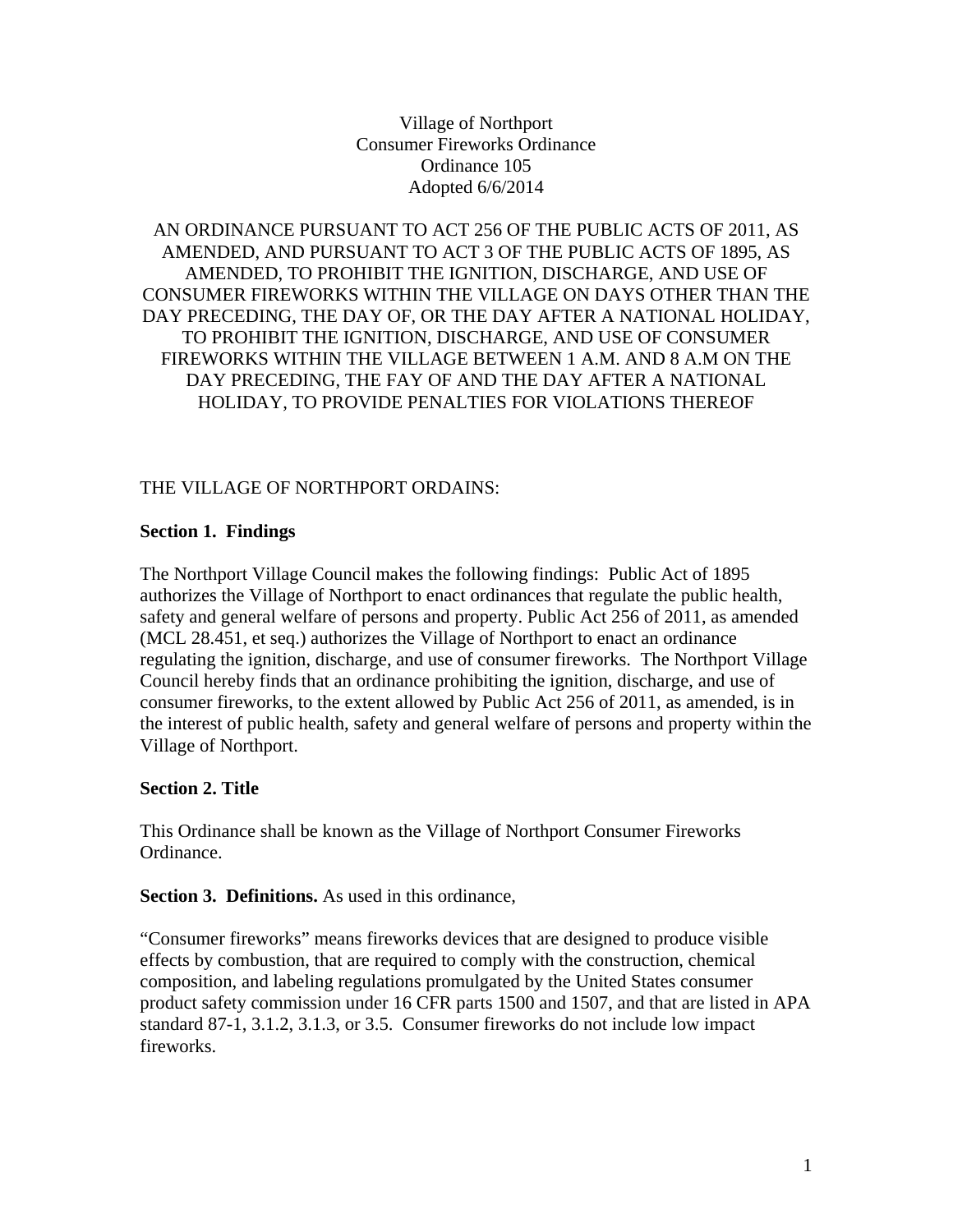Village of Northport
Consumer Fireworks Ordinance
Ordinance 105
Adopted 6/6/2014

AN ORDINANCE PURSUANT TO ACT 256 OF THE PUBLIC ACTS OF 2011, AS AMENDED, AND PURSUANT TO ACT 3 OF THE PUBLIC ACTS OF 1895, AS AMENDED, TO PROHIBIT THE IGNITION, DISCHARGE, AND USE OF CONSUMER FIREWORKS WITHIN THE VILLAGE ON DAYS OTHER THAN THE DAY PRECEDING, THE DAY OF, OR THE DAY AFTER A NATIONAL HOLIDAY, TO PROHIBIT THE IGNITION, DISCHARGE, AND USE OF CONSUMER FIREWORKS WITHIN THE VILLAGE BETWEEN 1 A.M. AND 8 A.M ON THE DAY PRECEDING, THE FAY OF AND THE DAY AFTER A NATIONAL HOLIDAY, TO PROVIDE PENALTIES FOR VIOLATIONS THEREOF

THE VILLAGE OF NORTHPORT ORDAINS:

**Section 1. Findings**

The Northport Village Council makes the following findings: Public Act of 1895 authorizes the Village of Northport to enact ordinances that regulate the public health, safety and general welfare of persons and property. Public Act 256 of 2011, as amended (MCL 28.451, et seq.) authorizes the Village of Northport to enact an ordinance regulating the ignition, discharge, and use of consumer fireworks. The Northport Village Council hereby finds that an ordinance prohibiting the ignition, discharge, and use of consumer fireworks, to the extent allowed by Public Act 256 of 2011, as amended, is in the interest of public health, safety and general welfare of persons and property within the Village of Northport.

**Section 2. Title**

This Ordinance shall be known as the Village of Northport Consumer Fireworks Ordinance.

**Section 3. Definitions.** As used in this ordinance,

"Consumer fireworks" means fireworks devices that are designed to produce visible effects by combustion, that are required to comply with the construction, chemical composition, and labeling regulations promulgated by the United States consumer product safety commission under 16 CFR parts 1500 and 1507, and that are listed in APA standard 87-1, 3.1.2, 3.1.3, or 3.5. Consumer fireworks do not include low impact fireworks.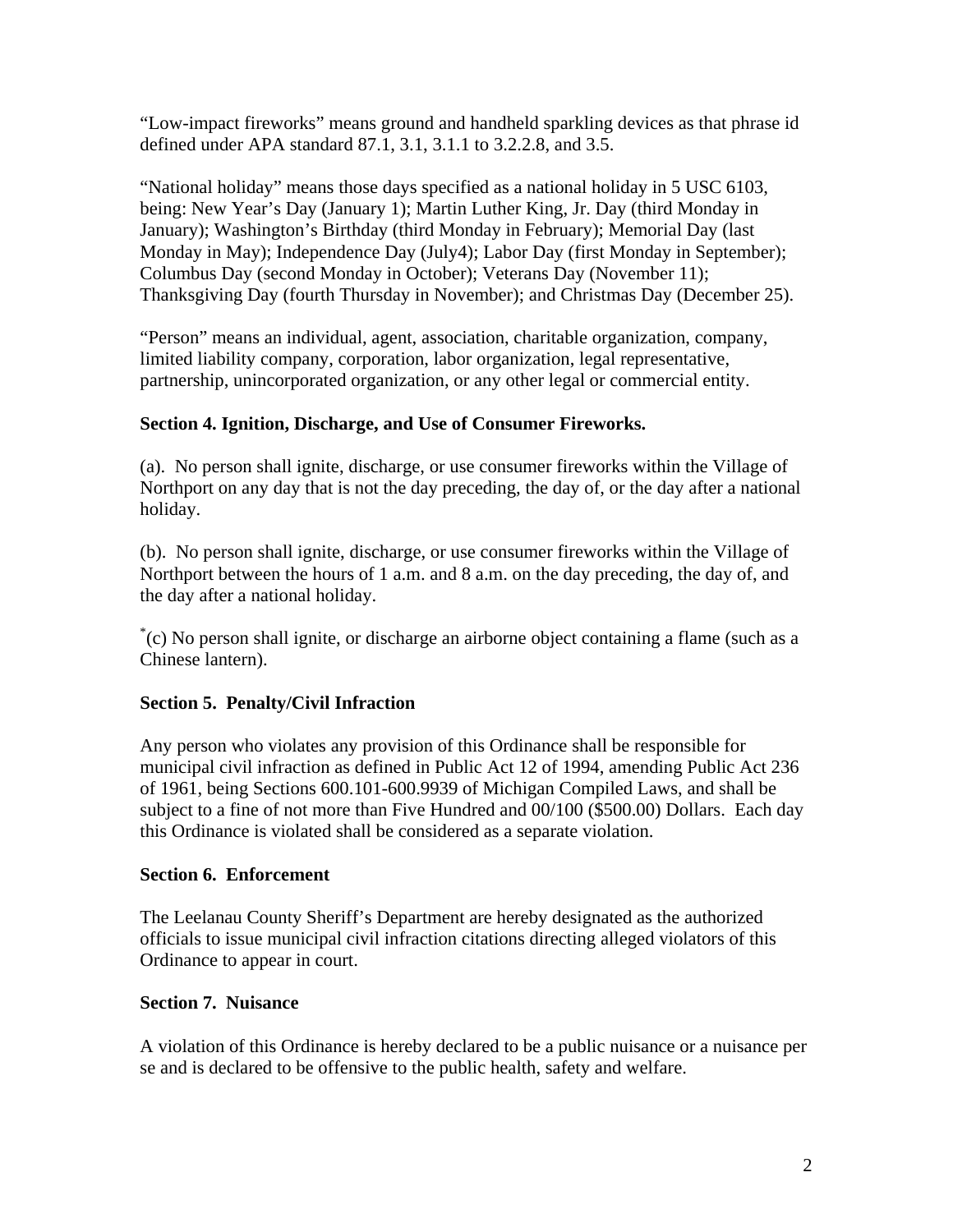"Low-impact fireworks" means ground and handheld sparkling devices as that phrase id defined under APA standard 87.1, 3.1, 3.1.1 to 3.2.2.8, and 3.5.

"National holiday" means those days specified as a national holiday in 5 USC 6103, being: New Year's Day (January 1); Martin Luther King, Jr. Day (third Monday in January); Washington's Birthday (third Monday in February); Memorial Day (last Monday in May); Independence Day (July4); Labor Day (first Monday in September); Columbus Day (second Monday in October); Veterans Day (November 11); Thanksgiving Day (fourth Thursday in November); and Christmas Day (December 25).

"Person" means an individual, agent, association, charitable organization, company, limited liability company, corporation, labor organization, legal representative, partnership, unincorporated organization, or any other legal or commercial entity.

**Section 4. Ignition, Discharge, and Use of Consumer Fireworks.**

(a). No person shall ignite, discharge, or use consumer fireworks within the Village of Northport on any day that is not the day preceding, the day of, or the day after a national holiday.

(b). No person shall ignite, discharge, or use consumer fireworks within the Village of Northport between the hours of 1 a.m. and 8 a.m. on the day preceding, the day of, and the day after a national holiday.

[*](c) No person shall ignite, or discharge an airborne object containing a flame (such as a Chinese lantern).

**Section 5. Penalty/Civil Infraction**

Any person who violates any provision of this Ordinance shall be responsible for municipal civil infraction as defined in Public Act 12 of 1994, amending Public Act 236 of 1961, being Sections 600.101-600.9939 of Michigan Compiled Laws, and shall be subject to a fine of not more than Five Hundred and 00/100 ($500.00) Dollars. Each day this Ordinance is violated shall be considered as a separate violation.

**Section 6. Enforcement**

The Leelanau County Sheriff's Department are hereby designated as the authorized officials to issue municipal civil infraction citations directing alleged violators of this Ordinance to appear in court.

**Section 7. Nuisance**

A violation of this Ordinance is hereby declared to be a public nuisance or a nuisance per se and is declared to be offensive to the public health, safety and welfare.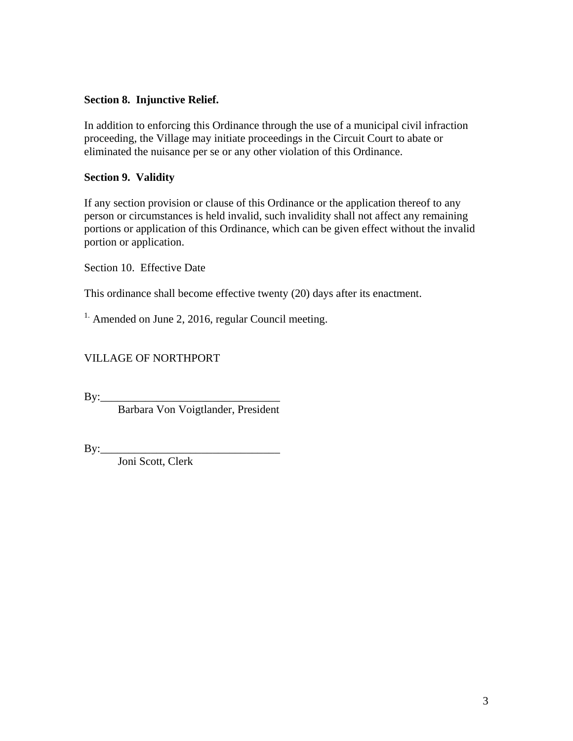**Section 8. Injunctive Relief.**

In addition to enforcing this Ordinance through the use of a municipal civil infraction proceeding, the Village may initiate proceedings in the Circuit Court to abate or eliminated the nuisance per se or any other violation of this Ordinance.

**Section 9. Validity**

If any section provision or clause of this Ordinance or the application thereof to any person or circumstances is held invalid, such invalidity shall not affect any remaining portions or application of this Ordinance, which can be given effect without the invalid portion or application.

Section 10. Effective Date

This ordinance shall become effective twenty (20) days after its enactment.

[1.] Amended on June 2, 2016, regular Council meeting.

VILLAGE OF NORTHPORT

By:________________________________
Barbara Von Voigtlander, President

By:________________________________
Joni Scott, Clerk